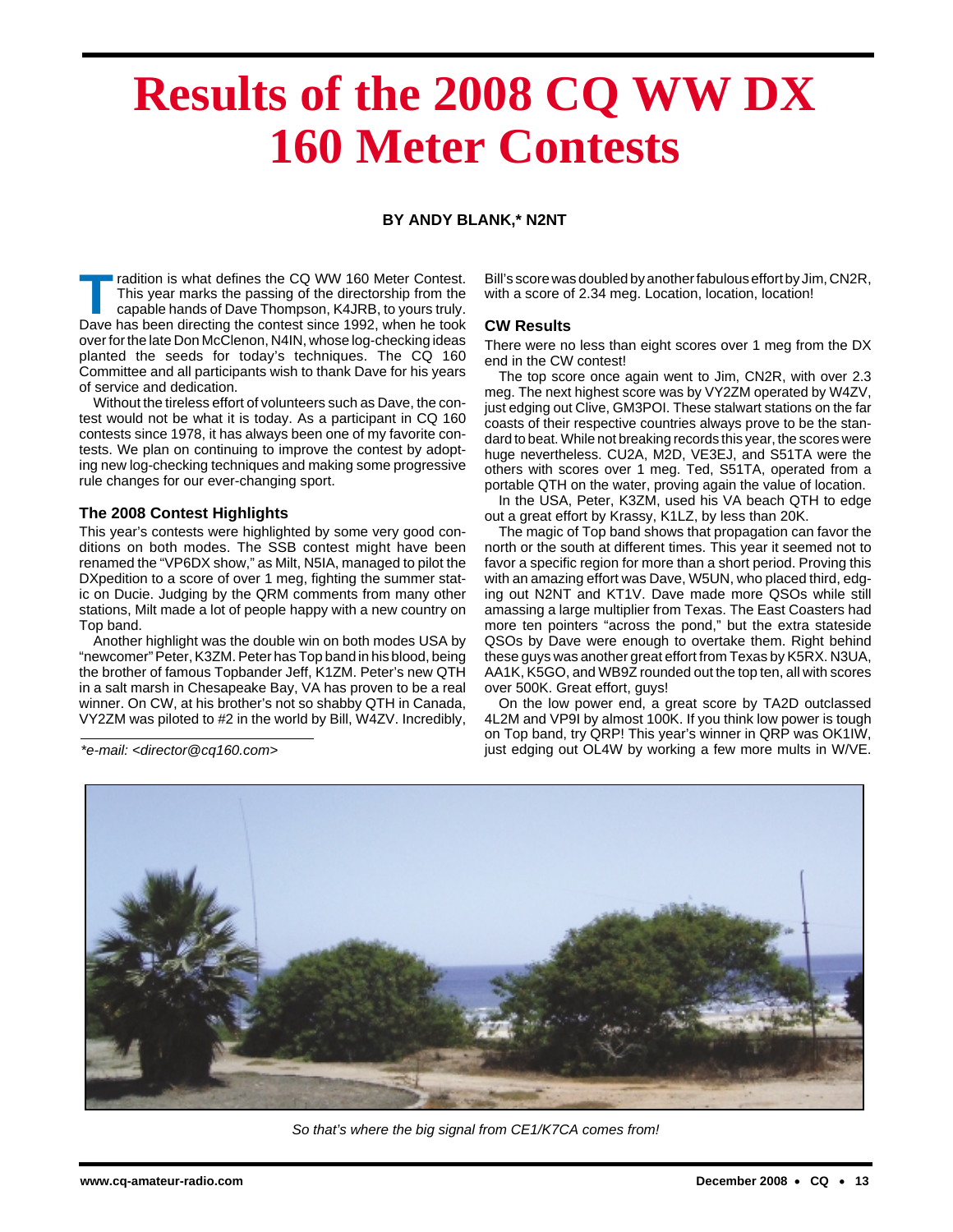# Results of the 2008 CQ WW DX 160 Meter Contests

**BY ANDY BLANK,* N2NT**

Tradition is what defines the CQ WW 160 Meter Contest. This year marks the passing of the directorship from the capable hands of Dave Thompson, K4JRB, to yours truly. Dave has been directing the contest since 1992, when he took over for the late Don McClenon, N4IN, whose log-checking ideas planted the seeds for today's techniques. The CQ 160 Committee and all participants wish to thank Dave for his years of service and dedication.

Without the tireless effort of volunteers such as Dave, the contest would not be what it is today. As a participant in CQ 160 contests since 1978, it has always been one of my favorite contests. We plan on continuing to improve the contest by adopting new log-checking techniques and making some progressive rule changes for our ever-changing sport.

### The 2008 Contest Highlights

This year's contests were highlighted by some very good conditions on both modes. The SSB contest might have been renamed the "VP6DX show," as Milt, N5IA, managed to pilot the DXpedition to a score of over 1 meg, fighting the summer static on Ducie. Judging by the QRM comments from many other stations, Milt made a lot of people happy with a new country on Top band.

Another highlight was the double win on both modes USA by "newcomer" Peter, K3ZM. Peter has Top band in his blood, being the brother of famous Topbander Jeff, K1ZM. Peter's new QTH in a salt marsh in Chesapeake Bay, VA has proven to be a real winner. On CW, at his brother's not so shabby QTH in Canada, VY2ZM was piloted to #2 in the world by Bill, W4ZV. Incredibly, Bill's score was doubled by another fabulous effort by Jim, CN2R, with a score of 2.34 meg. Location, location, location!

*e-mail: <director@cq160.com>

### CW Results

There were no less than eight scores over 1 meg from the DX end in the CW contest!

The top score once again went to Jim, CN2R, with over 2.3 meg. The next highest score was by VY2ZM operated by W4ZV, just edging out Clive, GM3POI. These stalwart stations on the far coasts of their respective countries always prove to be the standard to beat. While not breaking records this year, the scores were huge nevertheless. CU2A, M2D, VE3EJ, and S51TA were the others with scores over 1 meg. Ted, S51TA, operated from a portable QTH on the water, proving again the value of location.

In the USA, Peter, K3ZM, used his VA beach QTH to edge out a great effort by Krassy, K1LZ, by less than 20K.

The magic of Top band shows that propagation can favor the north or the south at different times. This year it seemed not to favor a specific region for more than a short period. Proving this with an amazing effort was Dave, W5UN, who placed third, edging out N2NT and KT1V. Dave made more QSOs while still amassing a large multiplier from Texas. The East Coasters had more ten pointers "across the pond," but the extra stateside QSOs by Dave were enough to overtake them. Right behind these guys was another great effort from Texas by K5RX. N3UA, AA1K, K5GO, and WB9Z rounded out the top ten, all with scores over 500K. Great effort, guys!

On the low power end, a great score by TA2D outclassed 4L2M and VP9I by almost 100K. If you think low power is tough on Top band, try QRP! This year's winner in QRP was OK1IW, just edging out OL4W by working a few more mults in W/VE.

*So that's where the big signal from CE1/K7CA comes from!*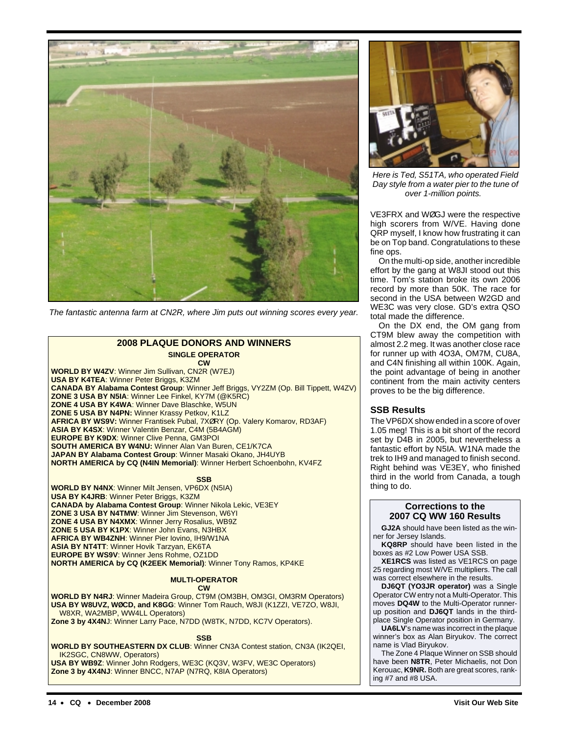*The fantastic antenna farm at CN2R, where Jim puts out winning scores every year.*

*Here is Ted, S51TA, who operated Field Day style from a water pier to the tune of over 1-million points.*

## 2008 PLAQUE DONORS AND WINNERS

### SINGLE OPERATOR

**CW**

**WORLD BY W4ZV**: Winner Jim Sullivan, CN2R (W7EJ)
**USA BY K4TEA**: Winner Peter Briggs, K3ZM
**CANADA BY Alabama Contest Group**: Winner Jeff Briggs, VY2ZM (Op. Bill Tippett, W4ZV)
**ZONE 3 USA BY N5IA**: Winner Lee Finkel, KY7M (@K5RC)
**ZONE 4 USA BY K4WA**: Winner Dave Blaschke, W5UN
**ZONE 5 USA BY N4PN:** Winner Krassy Petkov, K1LZ
**AFRICA BY WS9V:** Winner Frantisek Pubal, 7XØRY (Op. Valery Komarov, RD3AF)
**ASIA BY K4SX**: Winner Valentin Benzar, C4M (5B4AGM)
**EUROPE BY K9DX**: Winner Clive Penna, GM3POI
**SOUTH AMERICA BY W4NU:** Winner Alan Van Buren, CE1/K7CA
**JAPAN BY Alabama Contest Group**: Winner Masaki Okano, JH4UYB
**NORTH AMERICA by CQ (N4IN Memorial)**: Winner Herbert Schoenbohn, KV4FZ

**SSB**

**WORLD BY N4NX**: Winner Milt Jensen, VP6DX (N5IA)
**USA BY K4JRB**: Winner Peter Briggs, K3ZM
**CANADA by Alabama Contest Group**: Winner Nikola Lekic, VE3EY
**ZONE 3 USA BY N4TMW**: Winner Jim Stevenson, W6YI
**ZONE 4 USA BY N4XMX**: Winner Jerry Rosalius, WB9Z
**ZONE 5 USA BY K1PX**: Winner John Evans, N3HBX
**AFRICA BY WB4ZNH**: Winner Pier Iovino, IH9/W1NA
**ASIA BY NT4TT**: Winner Hovik Tarzyan, EK6TA
**EUROPE BY WS9V**: Winner Jens Rohme, OZ1DD
**NORTH AMERICA by CQ (K2EEK Memorial)**: Winner Tony Ramos, KP4KE

### MULTI-OPERATOR

**CW**

**WORLD BY N4RJ**: Winner Madeira Group, CT9M (OM3BH, OM3GI, OM3RM Operators)
**USA BY W8UVZ, WØCD, and K8GG**: Winner Tom Rauch, W8JI (K1ZZI, VE7ZO, W8JI, W8XR, WA2MBP, WW4LL Operators)
**Zone 3 by 4X4N**J: Winner Larry Pace, N7DD (W8TK, N7DD, KC7V Operators).

**SSB**

**WORLD BY SOUTHEASTERN DX CLUB**: Winner CN3A Contest station, CN3A (IK2QEI, IK2SGC, CN8WW, Operators)
**USA BY WB9Z**: Winner John Rodgers, WE3C (KQ3V, W3FV, WE3C Operators)
**Zone 3 by 4X4NJ**: Winner BNCC, N7AP (N7RQ, K8IA Operators)

---

VE3FRX and WØGJ were the respective high scorers from W/VE. Having done QRP myself, I know how frustrating it can be on Top band. Congratulations to these fine ops.

On the multi-op side, another incredible effort by the gang at W8JI stood out this time. Tom's station broke its own 2006 record by more than 50K. The race for second in the USA between W2GD and WE3C was very close. GD's extra QSO total made the difference.

On the DX end, the OM gang from CT9M blew away the competition with almost 2.2 meg. It was another close race for runner up with 4O3A, OM7M, CU8A, and C4N finishing all within 100K. Again, the point advantage of being in another continent from the main activity centers proves to be the big difference.

## SSB Results

The VP6DX show ended in a score of over 1.05 meg! This is a bit short of the record set by D4B in 2005, but nevertheless a fantastic effort by N5IA. W1NA made the trek to IH9 and managed to finish second. Right behind was VE3EY, who finished third in the world from Canada, a tough thing to do.

### Corrections to the 2007 CQ WW 160 Results

**GJ2A** should have been listed as the winner for Jersey Islands.

**KQ8RP** should have been listed in the boxes as #2 Low Power USA SSB.

**XE1RCS** was listed as VE1RCS on page 25 regarding most W/VE multipliers. The call was correct elsewhere in the results.

**DJ6QT (YO3JR operator)** was a Single Operator CW entry not a Multi-Operator. This moves **DQ4W** to the Multi-Operator runner-up position and **DJ6QT** lands in the third-place Single Operator position in Germany.

**UA6LV**'s name was incorrect in the plaque winner's box as Alan Biryukov. The correct name is Vlad Biryukov.

The Zone 4 Plaque Winner on SSB should have been **N8TR**, Peter Michaelis, not Don Kerouac, **K9NR.** Both are great scores, ranking #7 and #8 USA.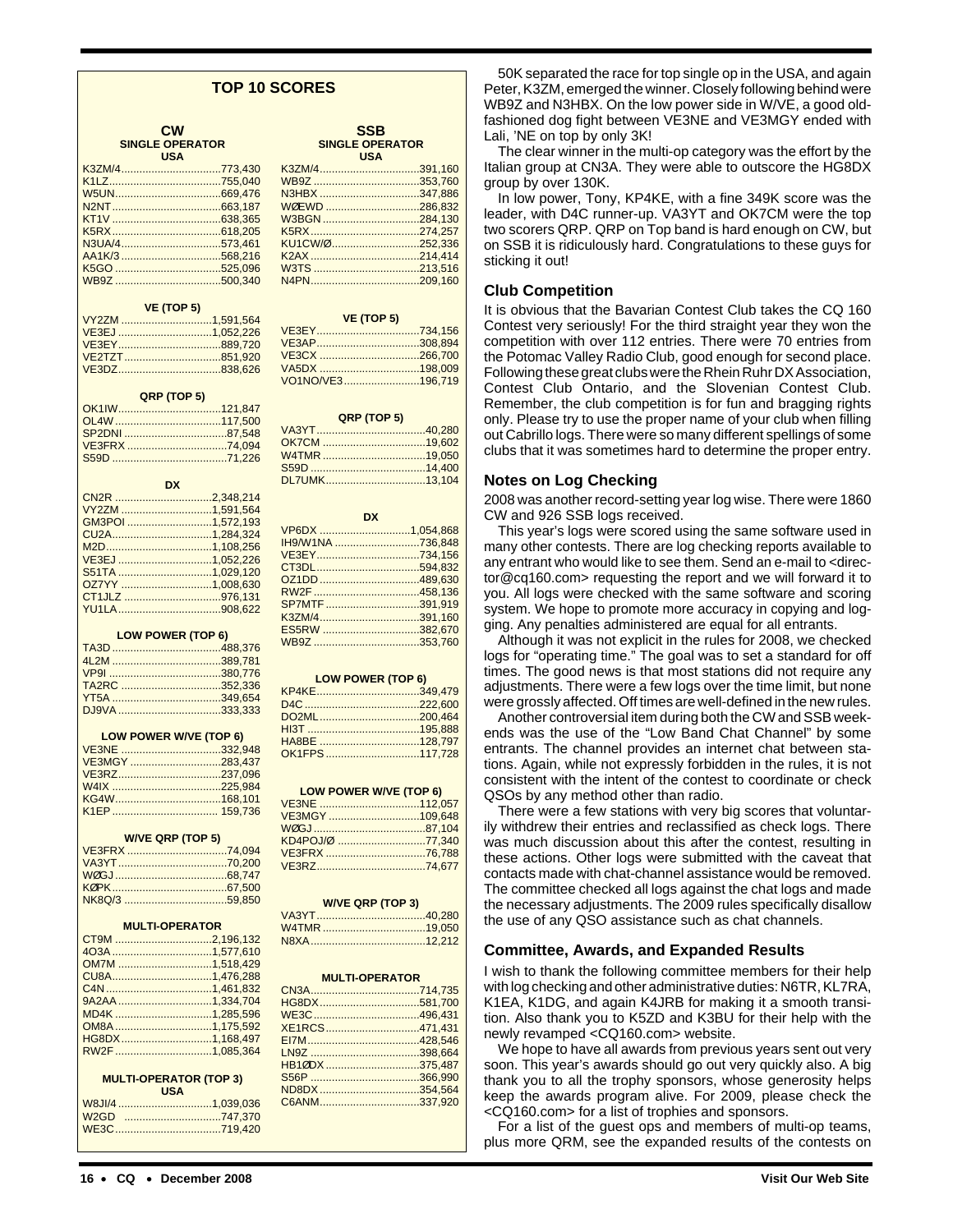## TOP 10 SCORES

### CW

**SINGLE OPERATOR USA**

| Call | Score |
|---|---|
| K3ZM/4 | 773,430 |
| K1LZ | 755,040 |
| W5UN | 669,476 |
| N2NT | 663,187 |
| KT1V | 638,365 |
| K5RX | 618,205 |
| N3UA/4 | 573,461 |
| AA1K/3 | 568,216 |
| K5GO | 525,096 |
| WB9Z | 500,340 |

**VE (TOP 5)**

| Call | Score |
|---|---|
| VY2ZM | 1,591,564 |
| VE3EJ | 1,052,226 |
| VE3EY | 889,720 |
| VE2TZT | 851,920 |
| VE3DZ | 838,626 |

**QRP (TOP 5)**

| Call | Score |
|---|---|
| OK1IW | 121,847 |
| OL4W | 117,500 |
| SP2DNI | 87,548 |
| VE3FRX | 74,094 |
| S59D | 71,226 |

**DX**

| Call | Score |
|---|---|
| CN2R | 2,348,214 |
| VY2ZM | 1,591,564 |
| GM3POI | 1,572,193 |
| CU2A | 1,284,324 |
| M2D | 1,108,256 |
| VE3EJ | 1,052,226 |
| S51TA | 1,029,120 |
| OZ7YY | 1,008,630 |
| CT1JLZ | 976,131 |
| YU1LA | 908,622 |

**LOW POWER (TOP 6)**

| Call | Score |
|---|---|
| TA3D | 488,376 |
| 4L2M | 389,781 |
| VP9I | 380,776 |
| TA2RC | 352,336 |
| YT5A | 349,654 |
| DJ9VA | 333,333 |

**LOW POWER W/VE (TOP 6)**

| Call | Score |
|---|---|
| VE3NE | 332,948 |
| VE3MGY | 283,437 |
| VE3RZ | 237,096 |
| W4IX | 225,984 |
| KG4W | 168,101 |
| K1EP | 159,736 |

**W/VE QRP (TOP 5)**

| Call | Score |
|---|---|
| VE3FRX | 74,094 |
| VA3YT | 70,200 |
| WØGJ | 68,747 |
| KØPK | 67,500 |
| NK8Q/3 | 59,850 |

**MULTI-OPERATOR**

| Call | Score |
|---|---|
| CT9M | 2,196,132 |
| 4O3A | 1,577,610 |
| OM7M | 1,518,429 |
| CU8A | 1,476,288 |
| C4N | 1,461,832 |
| 9A2AA | 1,334,704 |
| MD4K | 1,285,596 |
| OM8A | 1,175,592 |
| HG8DX | 1,168,497 |
| RW2F | 1,085,364 |

**MULTI-OPERATOR (TOP 3) USA**

| Call | Score |
|---|---|
| W8JI/4 | 1,039,036 |
| W2GD | 747,370 |
| WE3C | 719,420 |

### SSB

**SINGLE OPERATOR USA**

| Call | Score |
|---|---|
| K3ZM/4 | 391,160 |
| WB9Z | 353,760 |
| N3HBX | 347,886 |
| WØEWD | 286,832 |
| W3BGN | 284,130 |
| K5RX | 274,257 |
| KU1CW/Ø | 252,336 |
| K2AX | 214,414 |
| W3TS | 213,516 |
| N4PN | 209,160 |

**VE (TOP 5)**

| Call | Score |
|---|---|
| VE3EY | 734,156 |
| VE3AP | 308,894 |
| VE3CX | 266,700 |
| VA5DX | 198,009 |
| VO1NO/VE3 | 196,719 |

**QRP (TOP 5)**

| Call | Score |
|---|---|
| VA3YT | 40,280 |
| OK7CM | 19,602 |
| W4TMR | 19,050 |
| S59D | 14,400 |
| DL7UMK | 13,104 |

**DX**

| Call | Score |
|---|---|
| VP6DX | 1,054,868 |
| IH9/W1NA | 736,848 |
| VE3EY | 734,156 |
| CT3DL | 594,832 |
| OZ1DD | 489,630 |
| RW2F | 458,136 |
| SP7MTF | 391,919 |
| K3ZM/4 | 391,160 |
| ES5RW | 382,670 |
| WB9Z | 353,760 |

**LOW POWER (TOP 6)**

| Call | Score |
|---|---|
| KP4KE | 349,479 |
| D4C | 222,600 |
| DO2ML | 200,464 |
| HI3T | 195,888 |
| HA8BE | 128,797 |
| OK1FPS | 117,728 |

**LOW POWER W/VE (TOP 6)**

| Call | Score |
|---|---|
| VE3NE | 112,057 |
| VE3MGY | 109,648 |
| WØGJ | 87,104 |
| KD4POJ/Ø | 77,340 |
| VE3FRX | 76,788 |
| VE3RZ | 74,677 |

**W/VE QRP (TOP 3)**

| Call | Score |
|---|---|
| VA3YT | 40,280 |
| W4TMR | 19,050 |
| N8XA | 12,212 |

**MULTI-OPERATOR**

| Call | Score |
|---|---|
| CN3A | 714,735 |
| HG8DX | 581,700 |
| WE3C | 496,431 |
| XE1RCS | 471,431 |
| EI7M | 428,546 |
| LN9Z | 398,664 |
| HB1ØDX | 375,487 |
| S56P | 366,990 |
| ND8DX | 354,564 |
| C6ANM | 337,920 |

50K separated the race for top single op in the USA, and again Peter, K3ZM, emerged the winner. Closely following behind were WB9Z and N3HBX. On the low power side in W/VE, a good old-fashioned dog fight between VE3NE and VE3MGY ended with Lali, 'NE on top by only 3K!

The clear winner in the multi-op category was the effort by the Italian group at CN3A. They were able to outscore the HG8DX group by over 130K.

In low power, Tony, KP4KE, with a fine 349K score was the leader, with D4C runner-up. VA3YT and OK7CM were the top two scorers QRP. QRP on Top band is hard enough on CW, but on SSB it is ridiculously hard. Congratulations to these guys for sticking it out!

## Club Competition

It is obvious that the Bavarian Contest Club takes the CQ 160 Contest very seriously! For the third straight year they won the competition with over 112 entries. There were 70 entries from the Potomac Valley Radio Club, good enough for second place. Following these great clubs were the Rhein Ruhr DX Association, Contest Club Ontario, and the Slovenian Contest Club. Remember, the club competition is for fun and bragging rights only. Please try to use the proper name of your club when filling out Cabrillo logs. There were so many different spellings of some clubs that it was sometimes hard to determine the proper entry.

## Notes on Log Checking

2008 was another record-setting year log wise. There were 1860 CW and 926 SSB logs received.

This year's logs were scored using the same software used in many other contests. There are log checking reports available to any entrant who would like to see them. Send an e-mail to <director@cq160.com> requesting the report and we will forward it to you. All logs were checked with the same software and scoring system. We hope to promote more accuracy in copying and logging. Any penalties administered are equal for all entrants.

Although it was not explicit in the rules for 2008, we checked logs for "operating time." The goal was to set a standard for off times. The good news is that most stations did not require any adjustments. There were a few logs over the time limit, but none were grossly affected. Off times are well-defined in the new rules.

Another controversial item during both the CW and SSB weekends was the use of the "Low Band Chat Channel" by some entrants. The channel provides an internet chat between stations. Again, while not expressly forbidden in the rules, it is not consistent with the intent of the contest to coordinate or check QSOs by any method other than radio.

There were a few stations with very big scores that voluntarily withdrew their entries and reclassified as check logs. There was much discussion about this after the contest, resulting in these actions. Other logs were submitted with the caveat that contacts made with chat-channel assistance would be removed. The committee checked all logs against the chat logs and made the necessary adjustments. The 2009 rules specifically disallow the use of any QSO assistance such as chat channels.

## Committee, Awards, and Expanded Results

I wish to thank the following committee members for their help with log checking and other administrative duties: N6TR, KL7RA, K1EA, K1DG, and again K4JRB for making it a smooth transition. Also thank you to K5ZD and K3BU for their help with the newly revamped <CQ160.com> website.

We hope to have all awards from previous years sent out very soon. This year's awards should go out very quickly also. A big thank you to all the trophy sponsors, whose generosity helps keep the awards program alive. For 2009, please check the <CQ160.com> for a list of trophies and sponsors.

For a list of the guest ops and members of multi-op teams, plus more QRM, see the expanded results of the contests on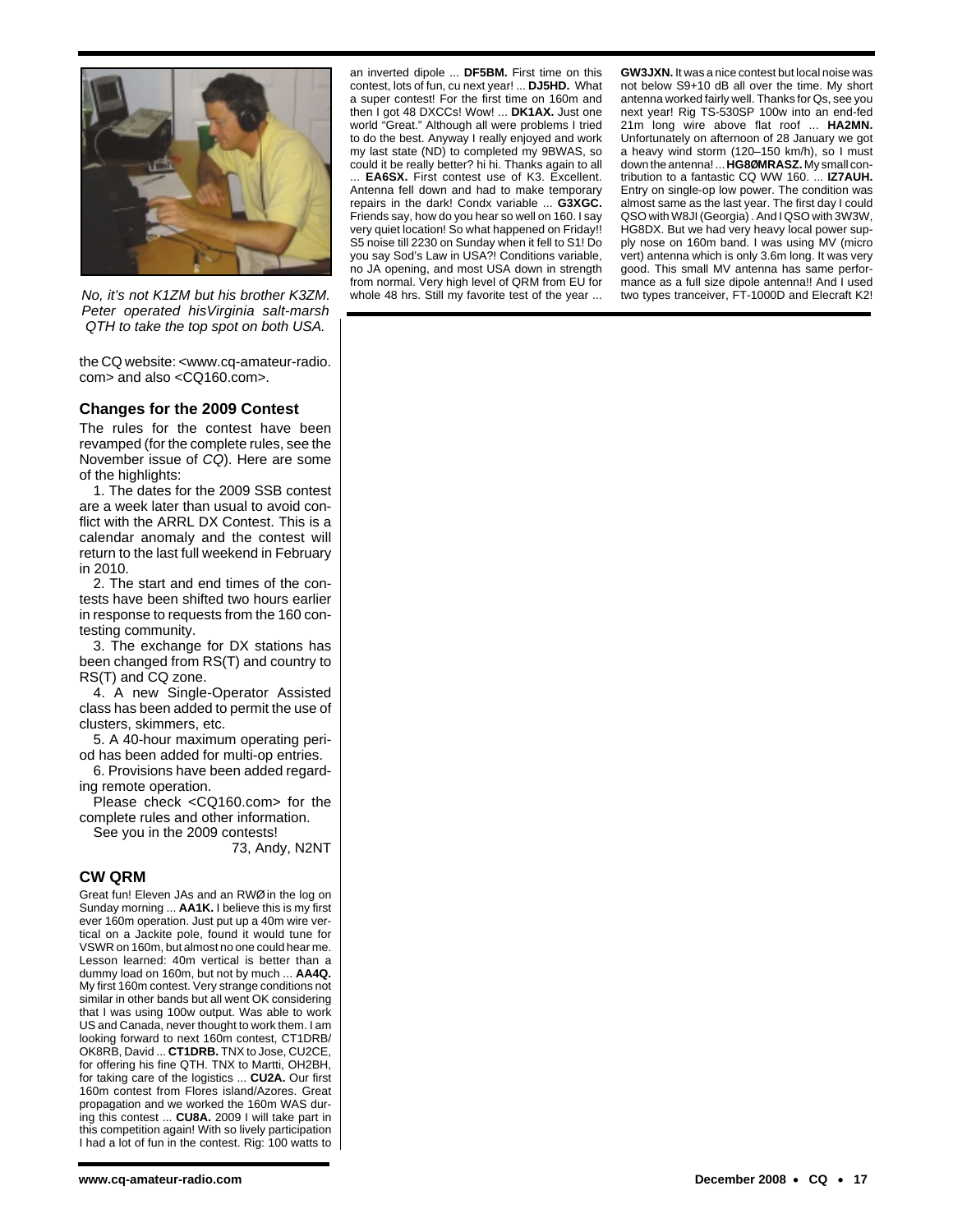*No, it's not K1ZM but his brother K3ZM. Peter operated hisVirginia salt-marsh QTH to take the top spot on both USA.*

the CQ website: <www.cq-amateur-radio.com> and also <CQ160.com>.

## Changes for the 2009 Contest

The rules for the contest have been revamped (for the complete rules, see the November issue of *CQ*). Here are some of the highlights:

1. The dates for the 2009 SSB contest are a week later than usual to avoid conflict with the ARRL DX Contest. This is a calendar anomaly and the contest will return to the last full weekend in February in 2010.

2. The start and end times of the contests have been shifted two hours earlier in response to requests from the 160 contesting community.

3. The exchange for DX stations has been changed from RS(T) and country to RS(T) and CQ zone.

4. A new Single-Operator Assisted class has been added to permit the use of clusters, skimmers, etc.

5. A 40-hour maximum operating period has been added for multi-op entries.

6. Provisions have been added regarding remote operation.

Please check <CQ160.com> for the complete rules and other information.

See you in the 2009 contests!

73, Andy, N2NT

## CW QRM

Great fun! Eleven JAs and an RWØ in the log on Sunday morning ... **AA1K.** I believe this is my first ever 160m operation. Just put up a 40m wire vertical on a Jackite pole, found it would tune for VSWR on 160m, but almost no one could hear me. Lesson learned: 40m vertical is better than a dummy load on 160m, but not by much ... **AA4Q.** My first 160m contest. Very strange conditions not similar in other bands but all went OK considering that I was using 100w output. Was able to work US and Canada, never thought to work them. I am looking forward to next 160m contest, CT1DRB/OK8RB, David ... **CT1DRB.** TNX to Jose, CU2CE, for offering his fine QTH. TNX to Martti, OH2BH, for taking care of the logistics ... **CU2A.** Our first 160m contest from Flores island/Azores. Great propagation and we worked the 160m WAS during this contest ... **CU8A.** 2009 I will take part in this competition again! With so lively participation I had a lot of fun in the contest. Rig: 100 watts to an inverted dipole ... **DF5BM.** First time on this contest, lots of fun, cu next year! ... **DJ5HD.** What a super contest! For the first time on 160m and then I got 48 DXCCs! Wow! ... **DK1AX.** Just one world "Great." Although all were problems I tried to do the best. Anyway I really enjoyed and work my last state (ND) to completed my 9BWAS, so could it be really better? hi hi. Thanks again to all ... **EA6SX.** First contest use of K3. Excellent. Antenna fell down and had to make temporary repairs in the dark! Condx variable ... **G3XGC.** Friends say, how do you hear so well on 160. I say very quiet location! So what happened on Friday!! S5 noise till 2230 on Sunday when it fell to S1! Do you say Sod's Law in USA?! Conditions variable, no JA opening, and most USA down in strength from normal. Very high level of QRM from EU for whole 48 hrs. Still my favorite test of the year ... **GW3JXN.** It was a nice contest but local noise was not below S9+10 dB all over the time. My short antenna worked fairly well. Thanks for Qs, see you next year! Rig TS-530SP 100w into an end-fed 21m long wire above flat roof ... **HA2MN.** Unfortunately on afternoon of 28 January we got a heavy wind storm (120–150 km/h), so I must down the antenna! ... **HG8ØMRASZ.** My small contribution to a fantastic CQ WW 160. ... **IZ7AUH.** Entry on single-op low power. The condition was almost same as the last year. The first day I could QSO with W8JI (Georgia) . And I QSO with 3W3W, HG8DX. But we had very heavy local power supply nose on 160m band. I was using MV (micro vert) antenna which is only 3.6m long. It was very good. This small MV antenna has same performance as a full size dipole antenna!! And I used two types tranceiver, FT-1000D and Elecraft K2!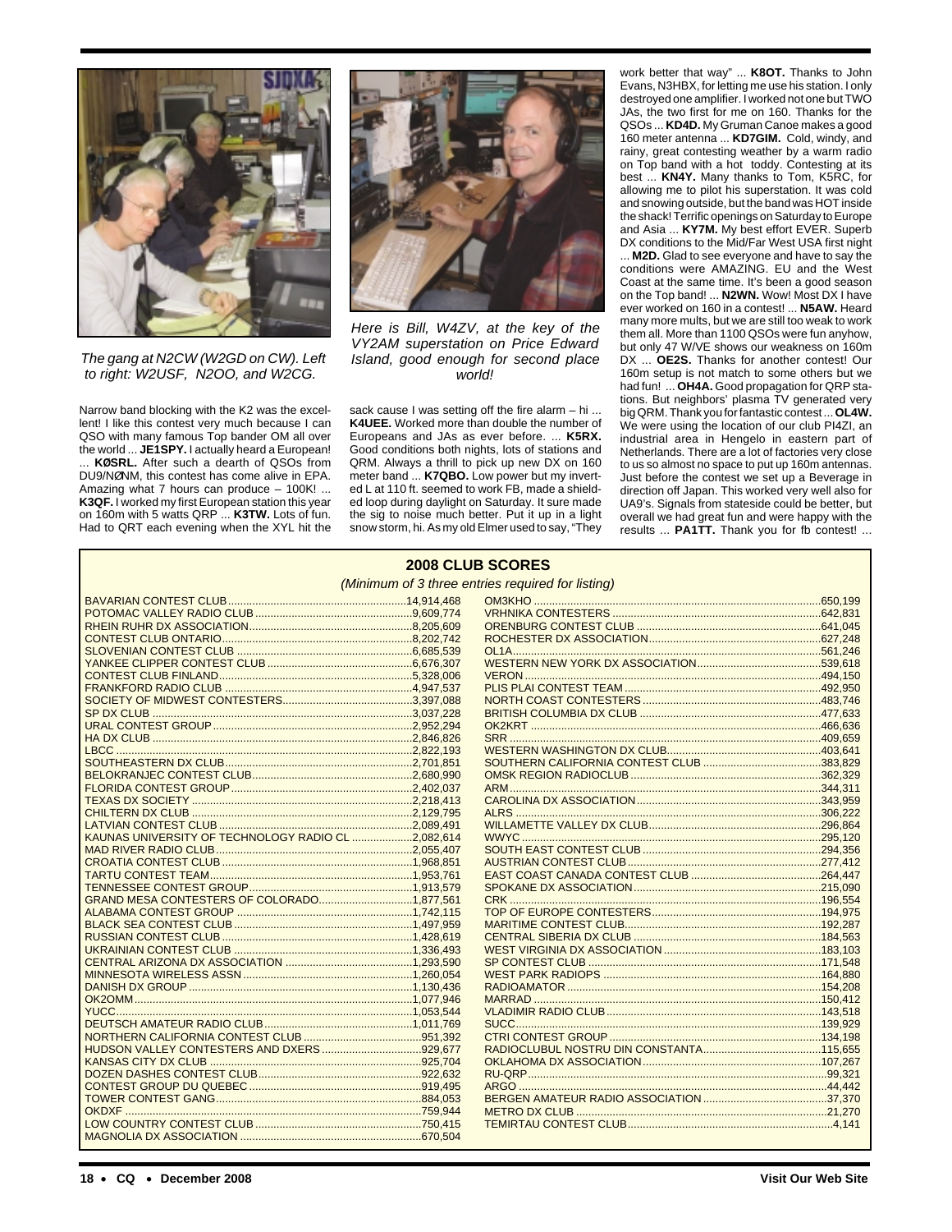*The gang at N2CW (W2GD on CW). Left to right: W2USF, N2OO, and W2CG.*

*Here is Bill, W4ZV, at the key of the VY2AM superstation on Price Edward Island, good enough for second place world!*

Narrow band blocking with the K2 was the excellent! I like this contest very much because I can QSO with many famous Top bander OM all over the world ... **JE1SPY.** I actually heard a European! ... **KØSRL.** After such a dearth of QSOs from DU9/NØNM, this contest has come alive in EPA. Amazing what 7 hours can produce – 100K! ... **K3QF.** I worked my first European station this year on 160m with 5 watts QRP ... **K3TW.** Lots of fun. Had to QRT each evening when the XYL hit the sack cause I was setting off the fire alarm – hi ... **K4UEE.** Worked more than double the number of Europeans and JAs as ever before. ... **K5RX.** Good conditions both nights, lots of stations and QRM. Always a thrill to pick up new DX on 160 meter band ... **K7QBO.** Low power but my inverted L at 110 ft. seemed to work FB, made a shielded loop during daylight on Saturday. It sure made the sig to noise much better. Put it up in a light snow storm, hi. As my old Elmer used to say, "They work better that way" ... **K8OT.** Thanks to John Evans, N3HBX, for letting me use his station. I only destroyed one amplifier. I worked not one but TWO JAs, the two first for me on 160. Thanks for the QSOs ... **KD4D.** My Gruman Canoe makes a good 160 meter antenna ... **KD7GIM.** Cold, windy, and rainy, great contesting weather by a warm radio on Top band with a hot toddy. Contesting at its best ... **KN4Y.** Many thanks to Tom, K5RC, for allowing me to pilot his superstation. It was cold and snowing outside, but the band was HOT inside the shack! Terrific openings on Saturday to Europe and Asia ... **KY7M.** My best effort EVER. Superb DX conditions to the Mid/Far West USA first night ... **M2D.** Glad to see everyone and have to say the conditions were AMAZING. EU and the West Coast at the same time. It's been a good season on the Top band! ... **N2WN.** Wow! Most DX I have ever worked on 160 in a contest! ... **N5AW.** Heard many more mults, but we are still too weak to work them all. More than 1100 QSOs were fun anyhow, but only 47 W/VE shows our weakness on 160m DX ... **OE2S.** Thanks for another contest! Our 160m setup is not match to some others but we had fun! ... **OH4A.** Good propagation for QRP stations. But neighbors' plasma TV generated very big QRM. Thank you for fantastic contest ... **OL4W.** We were using the location of our club PI4ZI, an industrial area in Hengelo in eastern part of Netherlands. There are a lot of factories very close to us so almost no space to put up 160m antennas. Just before the contest we set up a Beverage in direction off Japan. This worked very well also for UA9's. Signals from stateside could be better, but overall we had great fun and were happy with the results ... **PA1TT.** Thank you for fb contest! ...

## 2008 CLUB SCORES

*(Minimum of 3 three entries required for listing)*

| Club | Score |
|---|---|
| BAVARIAN CONTEST CLUB | 14,914,468 |
| POTOMAC VALLEY RADIO CLUB | 9,609,774 |
| RHEIN RUHR DX ASSOCIATION | 8,205,609 |
| CONTEST CLUB ONTARIO | 8,202,742 |
| SLOVENIAN CONTEST CLUB | 6,685,539 |
| YANKEE CLIPPER CONTEST CLUB | 6,676,307 |
| CONTEST CLUB FINLAND | 5,328,006 |
| FRANKFORD RADIO CLUB | 4,947,537 |
| SOCIETY OF MIDWEST CONTESTERS | 3,397,088 |
| SP DX CLUB | 3,037,228 |
| URAL CONTEST GROUP | 2,952,294 |
| HA DX CLUB | 2,846,826 |
| LBCC | 2,822,193 |
| SOUTHEASTERN DX CLUB | 2,701,851 |
| BELOKRANJEC CONTEST CLUB | 2,680,990 |
| FLORIDA CONTEST GROUP | 2,402,037 |
| TEXAS DX SOCIETY | 2,218,413 |
| CHILTERN DX CLUB | 2,129,795 |
| LATVIAN CONTEST CLUB | 2,089,491 |
| KAUNAS UNIVERSITY OF TECHNOLOGY RADIO CL | 2,082,614 |
| MAD RIVER RADIO CLUB | 2,055,407 |
| CROATIA CONTEST CLUB | 1,968,851 |
| TARTU CONTEST TEAM | 1,953,761 |
| TENNESSEE CONTEST GROUP | 1,913,579 |
| GRAND MESA CONTESTERS OF COLORADO | 1,877,561 |
| ALABAMA CONTEST GROUP | 1,742,115 |
| BLACK SEA CONTEST CLUB | 1,497,959 |
| RUSSIAN CONTEST CLUB | 1,428,619 |
| UKRAINIAN CONTEST CLUB | 1,336,493 |
| CENTRAL ARIZONA DX ASSOCIATION | 1,293,590 |
| MINNESOTA WIRELESS ASSN | 1,260,054 |
| DANISH DX GROUP | 1,130,436 |
| OK2OMM | 1,077,946 |
| YUCC | 1,053,544 |
| DEUTSCH AMATEUR RADIO CLUB | 1,011,769 |
| NORTHERN CALIFORNIA CONTEST CLUB | 951,392 |
| HUDSON VALLEY CONTESTERS AND DXERS | 929,677 |
| KANSAS CITY DX CLUB | 925,704 |
| DOZEN DASHES CONTEST CLUB | 922,632 |
| CONTEST GROUP DU QUEBEC | 919,495 |
| TOWER CONTEST GANG | 884,053 |
| OKDXF | 759,944 |
| LOW COUNTRY CONTEST CLUB | 750,415 |
| MAGNOLIA DX ASSOCIATION | 670,504 |
| OM3KHO | 650,199 |
| VRHNIKA CONTESTERS | 642,831 |
| ORENBURG CONTEST CLUB | 641,045 |
| ROCHESTER DX ASSOCIATION | 627,248 |
| OL1A | 561,246 |
| WESTERN NEW YORK DX ASSOCIATION | 539,618 |
| VERON | 494,150 |
| PLIS PLAI CONTEST TEAM | 492,950 |
| NORTH COAST CONTESTERS | 483,746 |
| BRITISH COLUMBIA DX CLUB | 477,633 |
| OK2KRT | 466,636 |
| SRR | 409,659 |
| WESTERN WASHINGTON DX CLUB | 403,641 |
| SOUTHERN CALIFORNIA CONTEST CLUB | 383,829 |
| OMSK REGION RADIOCLUB | 362,329 |
| ARM | 344,311 |
| CAROLINA DX ASSOCIATION | 343,959 |
| ALRS | 306,222 |
| WILLAMETTE VALLEY DX CLUB | 296,864 |
| WWYC | 295,120 |
| SOUTH EAST CONTEST CLUB | 294,356 |
| AUSTRIAN CONTEST CLUB | 277,412 |
| EAST COAST CANADA CONTEST CLUB | 264,447 |
| SPOKANE DX ASSOCIATION | 215,090 |
| CRK | 196,554 |
| TOP OF EUROPE CONTESTERS | 194,975 |
| MARITIME CONTEST CLUB | 192,287 |
| CENTRAL SIBERIA DX CLUB | 184,563 |
| WEST VIRGINIA DX ASSOCIATION | 183,103 |
| SP CONTEST CLUB | 171,548 |
| WEST PARK RADIOPS | 164,880 |
| RADIOAMATOR | 154,208 |
| MARRAD | 150,412 |
| VLADIMIR RADIO CLUB | 143,518 |
| SUCC | 139,929 |
| CTRI CONTEST GROUP | 134,198 |
| RADIOCLUBUL NOSTRU DIN CONSTANTA | 115,655 |
| OKLAHOMA DX ASSOCIATION | 107,267 |
| RU-QRP | 99,321 |
| ARGO | 44,442 |
| BERGEN AMATEUR RADIO ASSOCIATION | 37,370 |
| METRO DX CLUB | 21,270 |
| TEMIRTAU CONTEST CLUB | 4,141 |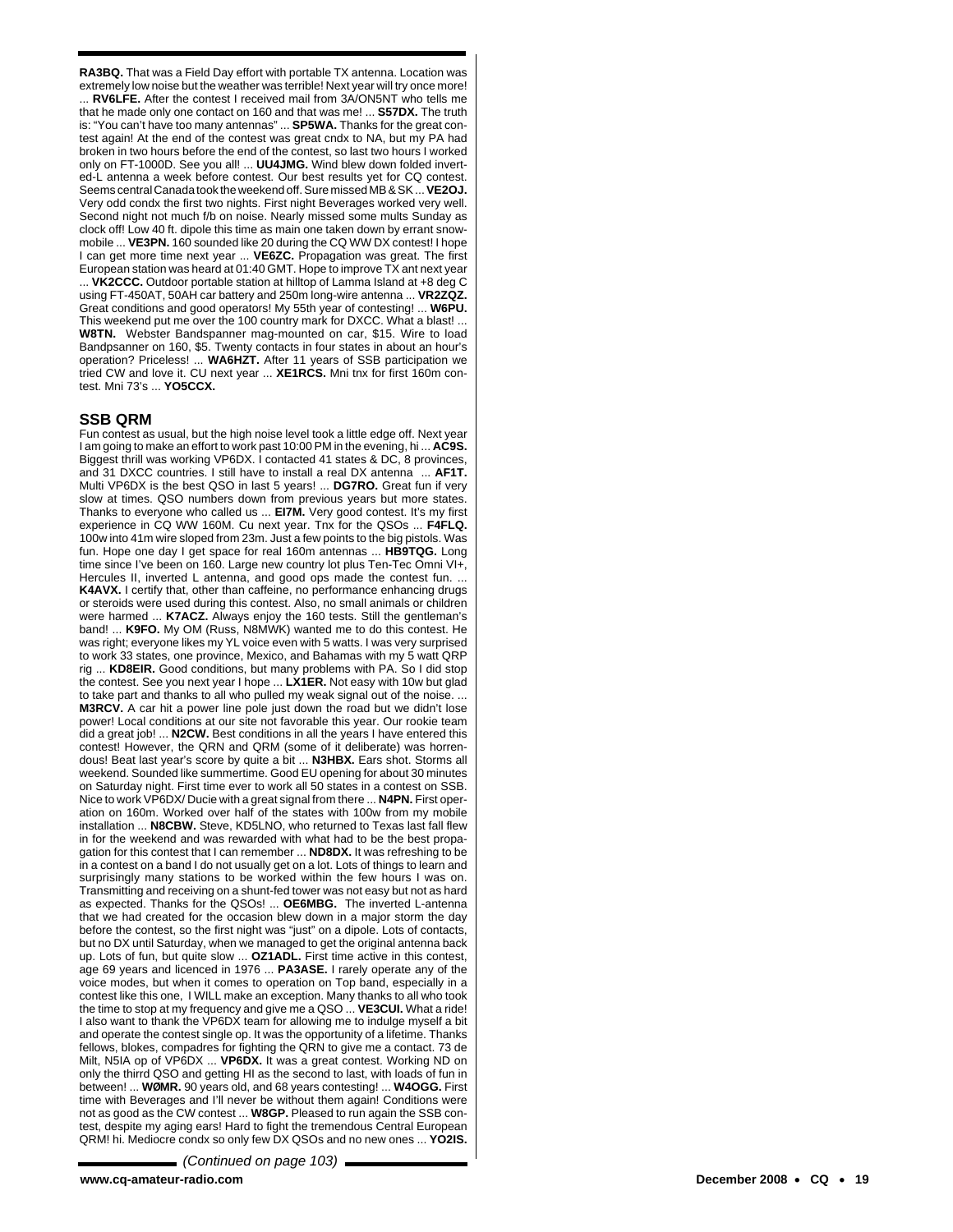**RA3BQ.** That was a Field Day effort with portable TX antenna. Location was extremely low noise but the weather was terrible! Next year will try once more! ... **RV6LFE.** After the contest I received mail from 3A/ON5NT who tells me that he made only one contact on 160 and that was me! ... **S57DX.** The truth is: "You can't have too many antennas" ... **SP5WA.** Thanks for the great contest again! At the end of the contest was great cndx to NA, but my PA had broken in two hours before the end of the contest, so last two hours I worked only on FT-1000D. See you all! ... **UU4JMG.** Wind blew down folded inverted-L antenna a week before contest. Our best results yet for CQ contest. Seems central Canada took the weekend off. Sure missed MB & SK ... **VE2OJ.** Very odd condx the first two nights. First night Beverages worked very well. Second night not much f/b on noise. Nearly missed some mults Sunday as clock off! Low 40 ft. dipole this time as main one taken down by errant snowmobile ... **VE3PN.** 160 sounded like 20 during the CQ WW DX contest! I hope I can get more time next year ... **VE6ZC.** Propagation was great. The first European station was heard at 01:40 GMT. Hope to improve TX ant next year ... **VK2CCC.** Outdoor portable station at hilltop of Lamma Island at +8 deg C using FT-450AT, 50AH car battery and 250m long-wire antenna ... **VR2ZQZ.** Great conditions and good operators! My 55th year of contesting! ... **W6PU.** This weekend put me over the 100 country mark for DXCC. What a blast! ... **W8TN.** Webster Bandspanner mag-mounted on car, $15. Wire to load Bandpsanner on 160, $5. Twenty contacts in four states in about an hour's operation? Priceless! ... **WA6HZT.** After 11 years of SSB participation we tried CW and love it. CU next year ... **XE1RCS.** Mni tnx for first 160m contest. Mni 73's ... **YO5CCX.**

## SSB QRM

Fun contest as usual, but the high noise level took a little edge off. Next year I am going to make an effort to work past 10:00 PM in the evening, hi ... **AC9S.** Biggest thrill was working VP6DX. I contacted 41 states & DC, 8 provinces, and 31 DXCC countries. I still have to install a real DX antenna ... **AF1T.** Multi VP6DX is the best QSO in last 5 years! ... **DG7RO.** Great fun if very slow at times. QSO numbers down from previous years but more states. Thanks to everyone who called us ... **EI7M.** Very good contest. It's my first experience in CQ WW 160M. Cu next year. Tnx for the QSOs ... **F4FLQ.** 100w into 41m wire sloped from 23m. Just a few points to the big pistols. Was fun. Hope one day I get space for real 160m antennas ... **HB9TQG.** Long time since I've been on 160. Large new country lot plus Ten-Tec Omni VI+, Hercules II, inverted L antenna, and good ops made the contest fun. ... **K4AVX.** I certify that, other than caffeine, no performance enhancing drugs or steroids were used during this contest. Also, no small animals or children were harmed ... **K7ACZ.** Always enjoy the 160 tests. Still the gentleman's band! ... **K9FO.** My OM (Russ, N8MWK) wanted me to do this contest. He was right; everyone likes my YL voice even with 5 watts. I was very surprised to work 33 states, one province, Mexico, and Bahamas with my 5 watt QRP rig ... **KD8EIR.** Good conditions, but many problems with PA. So I did stop the contest. See you next year I hope ... **LX1ER.** Not easy with 10w but glad to take part and thanks to all who pulled my weak signal out of the noise. ... **M3RCV.** A car hit a power line pole just down the road but we didn't lose power! Local conditions at our site not favorable this year. Our rookie team did a great job! ... **N2CW.** Best conditions in all the years I have entered this contest! However, the QRN and QRM (some of it deliberate) was horrendous! Beat last year's score by quite a bit ... **N3HBX.** Ears shot. Storms all weekend. Sounded like summertime. Good EU opening for about 30 minutes on Saturday night. First time ever to work all 50 states in a contest on SSB. Nice to work VP6DX/ Ducie with a great signal from there ... **N4PN.** First operation on 160m. Worked over half of the states with 100w from my mobile installation ... **N8CBW.** Steve, KD5LNO, who returned to Texas last fall flew in for the weekend and was rewarded with what had to be the best propagation for this contest that I can remember ... **ND8DX.** It was refreshing to be in a contest on a band I do not usually get on a lot. Lots of things to learn and surprisingly many stations to be worked within the few hours I was on. Transmitting and receiving on a shunt-fed tower was not easy but not as hard as expected. Thanks for the QSOs! ... **OE6MBG.** The inverted L-antenna that we had created for the occasion blew down in a major storm the day before the contest, so the first night was "just" on a dipole. Lots of contacts, but no DX until Saturday, when we managed to get the original antenna back up. Lots of fun, but quite slow ... **OZ1ADL.** First time active in this contest, age 69 years and licenced in 1976 ... **PA3ASE.** I rarely operate any of the voice modes, but when it comes to operation on Top band, especially in a contest like this one, I WILL make an exception. Many thanks to all who took the time to stop at my frequency and give me a QSO ... **VE3CUI.** What a ride! I also want to thank the VP6DX team for allowing me to indulge myself a bit and operate the contest single op. It was the opportunity of a lifetime. Thanks fellows, blokes, compadres for fighting the QRN to give me a contact. 73 de Milt, N5IA op of VP6DX ... **VP6DX.** It was a great contest. Working ND on only the thirrd QSO and getting HI as the second to last, with loads of fun in between! ... **WØMR.** 90 years old, and 68 years contesting! ... **W4OGG.** First time with Beverages and I'll never be without them again! Conditions were not as good as the CW contest ... **W8GP.** Pleased to run again the SSB contest, despite my aging ears! Hard to fight the tremendous Central European QRM! hi. Mediocre condx so only few DX QSOs and no new ones ... **YO2IS.**

*(Continued on page 103)*